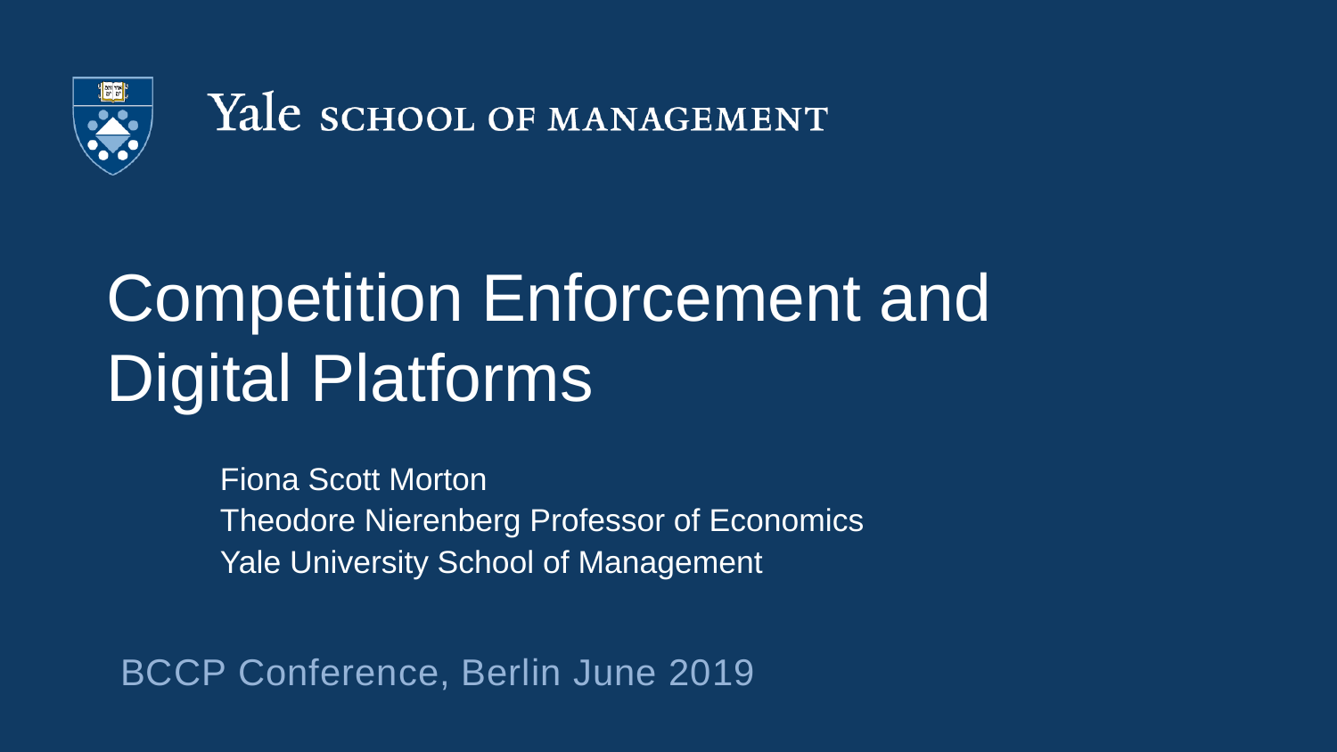Yale SCHOOL OF MANAGEMENT

# Competition Enforcement and Digital Platforms

Fiona Scott Morton
Theodore Nierenberg Professor of Economics
Yale University School of Management

BCCP Conference, Berlin June 2019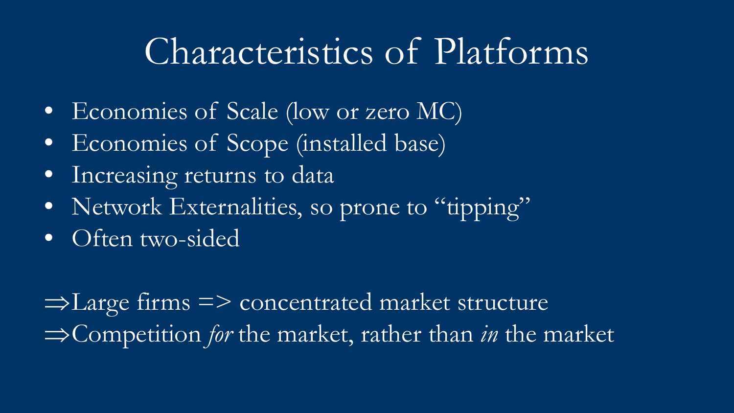# Characteristics of Platforms

- Economies of Scale (low or zero MC)
- Economies of Scope (installed base)
- Increasing returns to data
- Network Externalities, so prone to "tipping"
- Often two-sided

⇒Large firms => concentrated market structure

⇒Competition *for* the market, rather than *in* the market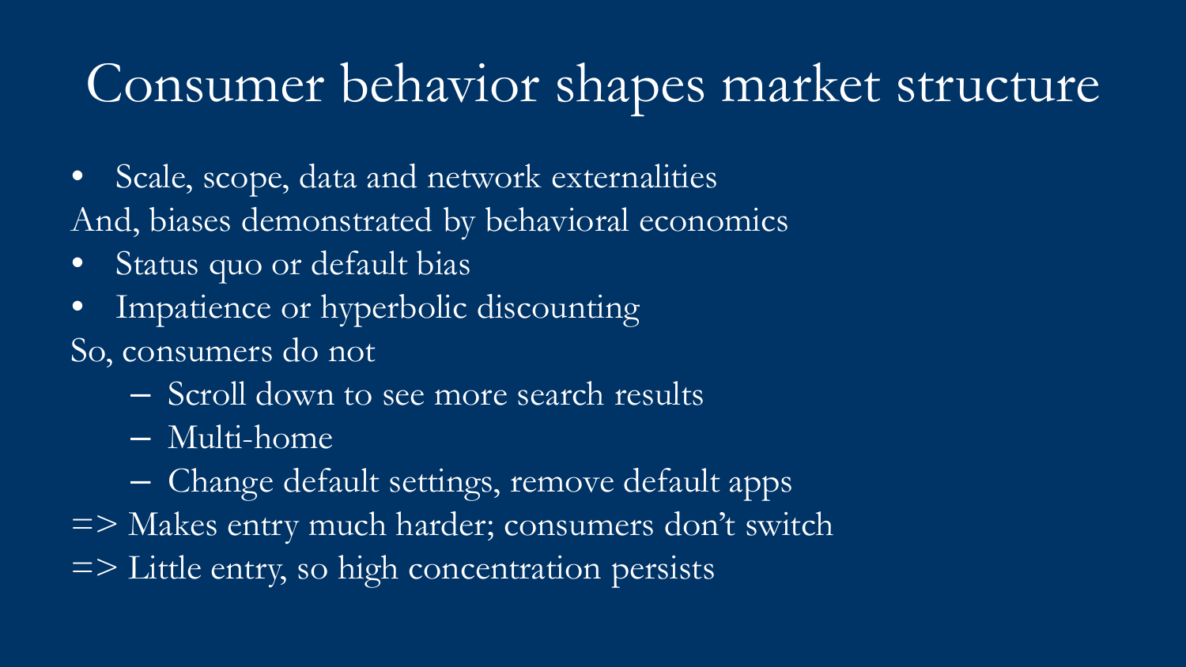# Consumer behavior shapes market structure

- Scale, scope, data and network externalities

And, biases demonstrated by behavioral economics

- Status quo or default bias
- Impatience or hyperbolic discounting

So, consumers do not

- Scroll down to see more search results
- Multi-home
- Change default settings, remove default apps

=> Makes entry much harder; consumers don't switch

=> Little entry, so high concentration persists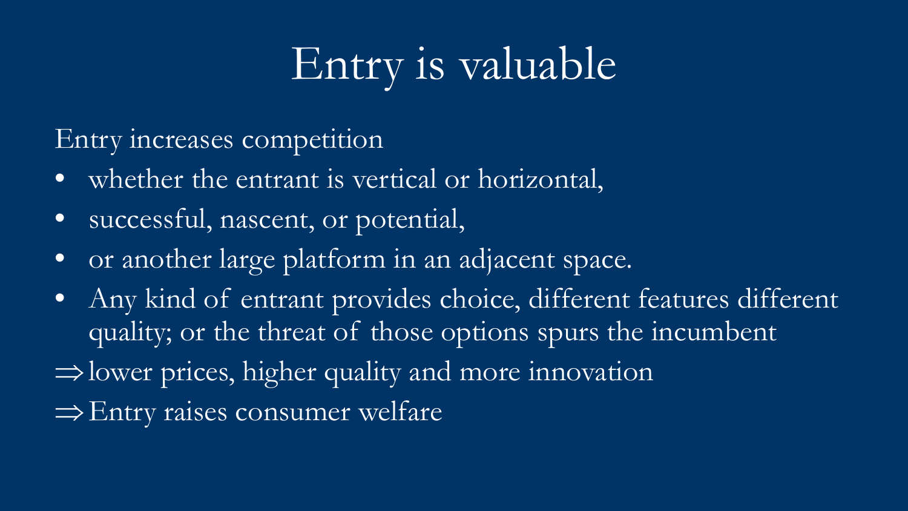# Entry is valuable

Entry increases competition

- whether the entrant is vertical or horizontal,
- successful, nascent, or potential,
- or another large platform in an adjacent space.
- Any kind of entrant provides choice, different features different quality; or the threat of those options spurs the incumbent

$\Rightarrow$ lower prices, higher quality and more innovation

$\Rightarrow$ Entry raises consumer welfare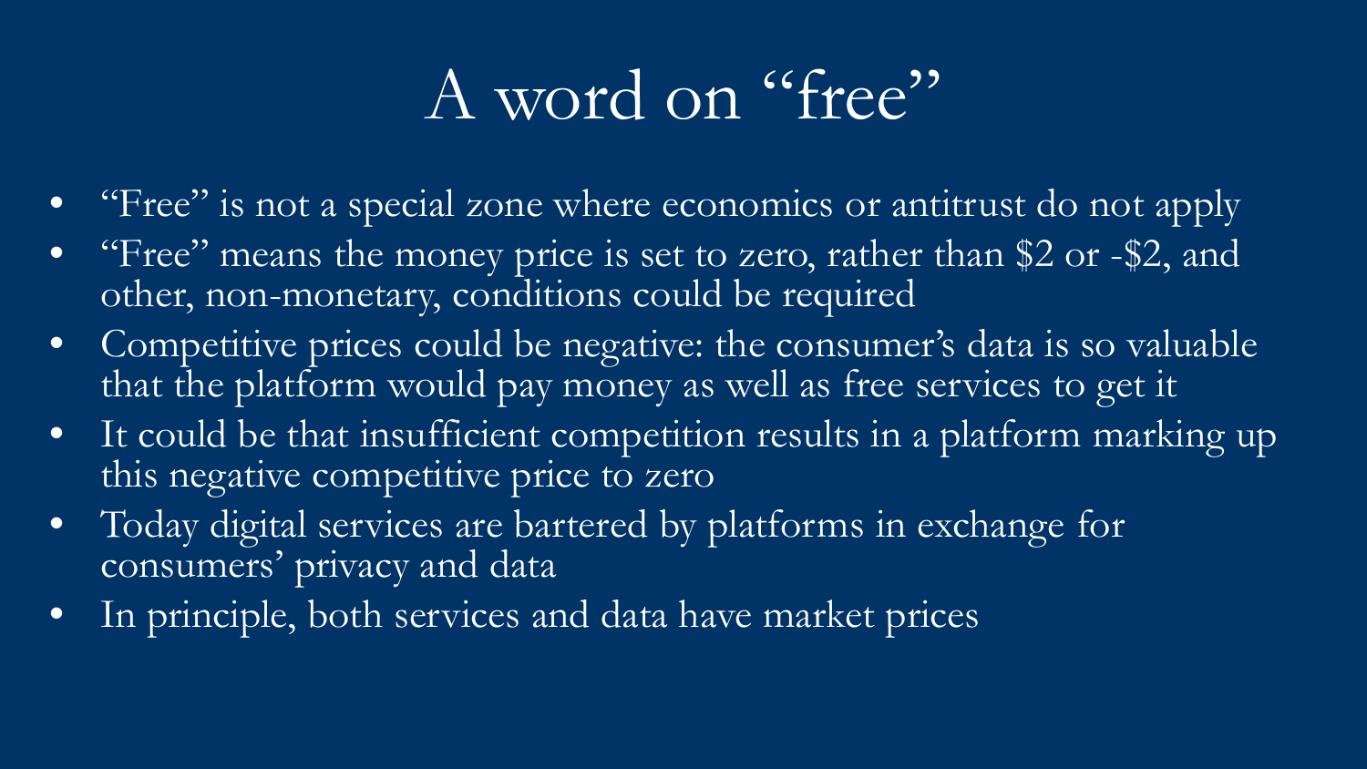# A word on "free"

- "Free" is not a special zone where economics or antitrust do not apply
- "Free" means the money price is set to zero, rather than $2 or -$2, and other, non-monetary, conditions could be required
- Competitive prices could be negative: the consumer's data is so valuable that the platform would pay money as well as free services to get it
- It could be that insufficient competition results in a platform marking up this negative competitive price to zero
- Today digital services are bartered by platforms in exchange for consumers' privacy and data
- In principle, both services and data have market prices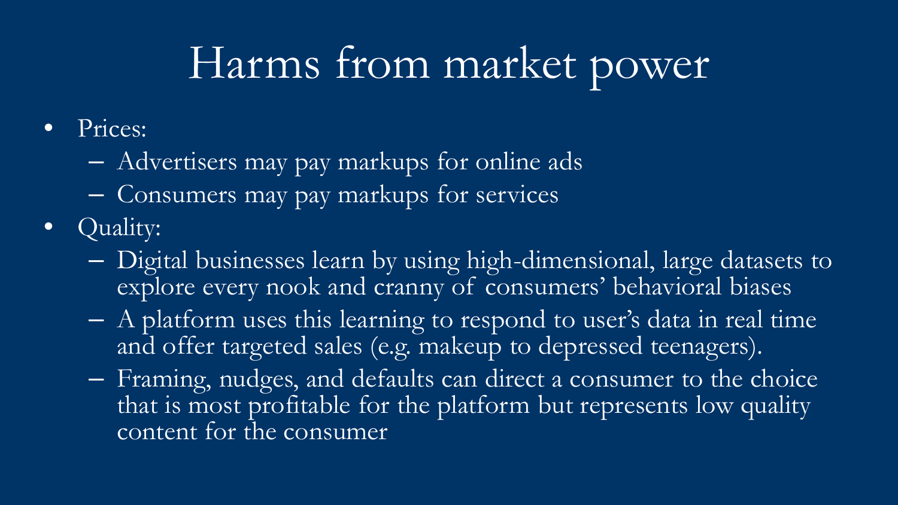# Harms from market power

- Prices:
  - Advertisers may pay markups for online ads
  - Consumers may pay markups for services
- Quality:
  - Digital businesses learn by using high-dimensional, large datasets to explore every nook and cranny of consumers' behavioral biases
  - A platform uses this learning to respond to user's data in real time and offer targeted sales (e.g. makeup to depressed teenagers).
  - Framing, nudges, and defaults can direct a consumer to the choice that is most profitable for the platform but represents low quality content for the consumer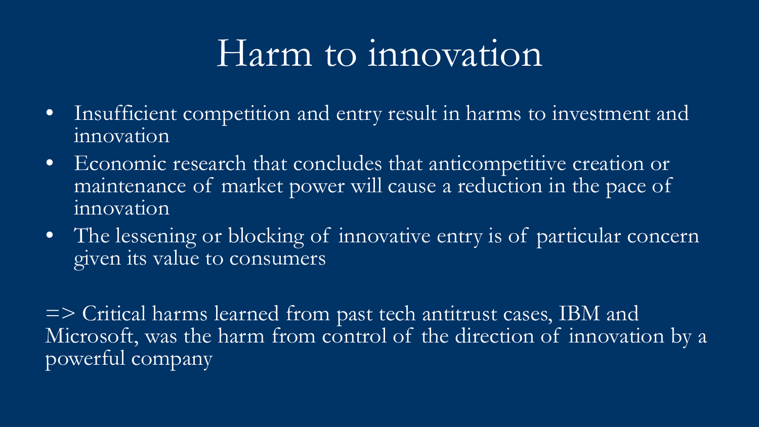# Harm to innovation

- Insufficient competition and entry result in harms to investment and innovation
- Economic research that concludes that anticompetitive creation or maintenance of market power will cause a reduction in the pace of innovation
- The lessening or blocking of innovative entry is of particular concern given its value to consumers

=> Critical harms learned from past tech antitrust cases, IBM and Microsoft, was the harm from control of the direction of innovation by a powerful company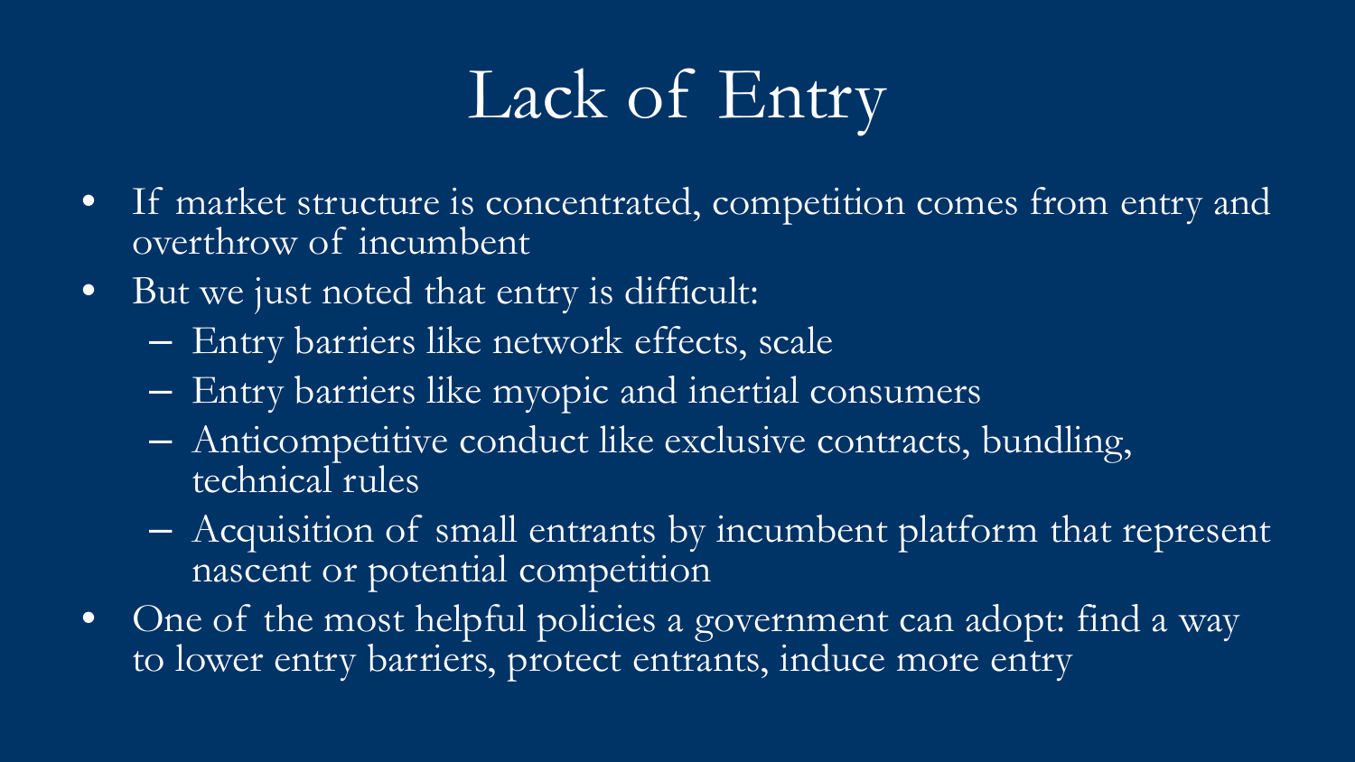# Lack of Entry

- If market structure is concentrated, competition comes from entry and overthrow of incumbent
- But we just noted that entry is difficult:
  - Entry barriers like network effects, scale
  - Entry barriers like myopic and inertial consumers
  - Anticompetitive conduct like exclusive contracts, bundling, technical rules
  - Acquisition of small entrants by incumbent platform that represent nascent or potential competition
- One of the most helpful policies a government can adopt: find a way to lower entry barriers, protect entrants, induce more entry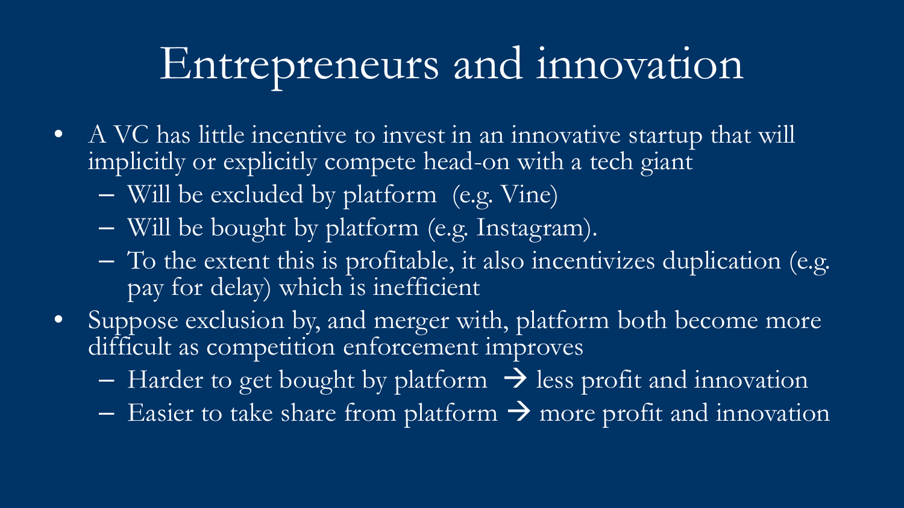# Entrepreneurs and innovation

- A VC has little incentive to invest in an innovative startup that will implicitly or explicitly compete head-on with a tech giant
  - Will be excluded by platform (e.g. Vine)
  - Will be bought by platform (e.g. Instagram).
  - To the extent this is profitable, it also incentivizes duplication (e.g. pay for delay) which is inefficient
- Suppose exclusion by, and merger with, platform both become more difficult as competition enforcement improves
  - Harder to get bought by platform → less profit and innovation
  - Easier to take share from platform → more profit and innovation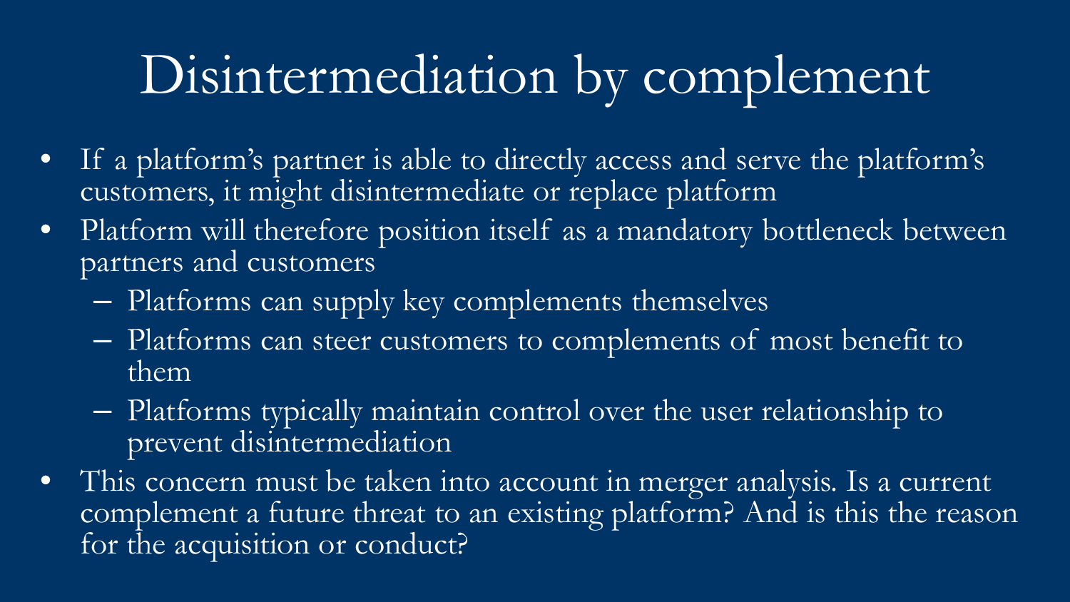# Disintermediation by complement

- If a platform's partner is able to directly access and serve the platform's customers, it might disintermediate or replace platform
- Platform will therefore position itself as a mandatory bottleneck between partners and customers
  - Platforms can supply key complements themselves
  - Platforms can steer customers to complements of most benefit to them
  - Platforms typically maintain control over the user relationship to prevent disintermediation
- This concern must be taken into account in merger analysis. Is a current complement a future threat to an existing platform? And is this the reason for the acquisition or conduct?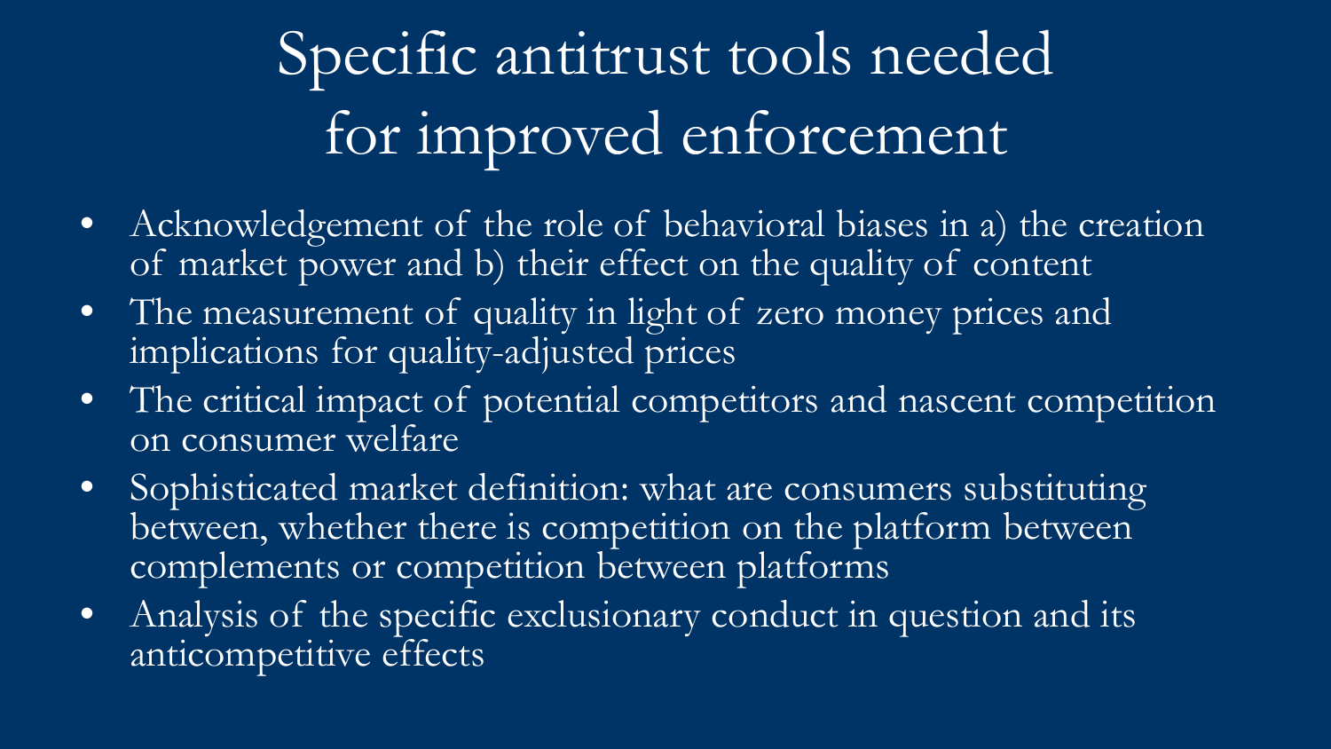# Specific antitrust tools needed for improved enforcement

- Acknowledgement of the role of behavioral biases in a) the creation of market power and b) their effect on the quality of content
- The measurement of quality in light of zero money prices and implications for quality-adjusted prices
- The critical impact of potential competitors and nascent competition on consumer welfare
- Sophisticated market definition: what are consumers substituting between, whether there is competition on the platform between complements or competition between platforms
- Analysis of the specific exclusionary conduct in question and its anticompetitive effects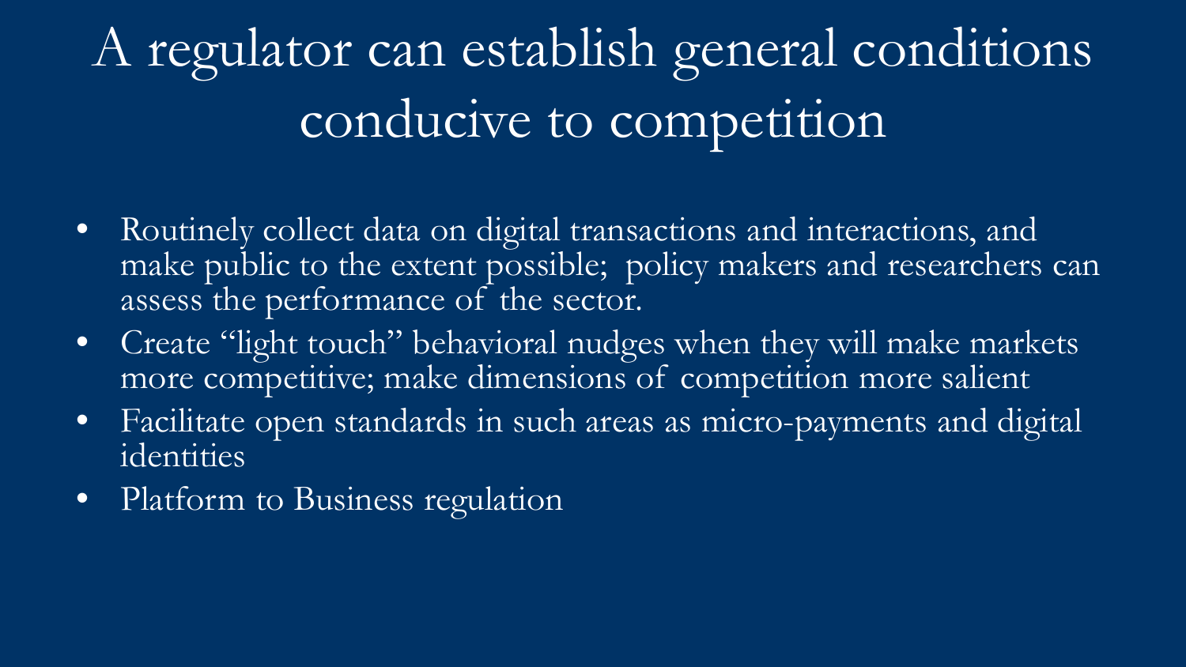# A regulator can establish general conditions conducive to competition

- Routinely collect data on digital transactions and interactions, and make public to the extent possible; policy makers and researchers can assess the performance of the sector.
- Create "light touch" behavioral nudges when they will make markets more competitive; make dimensions of competition more salient
- Facilitate open standards in such areas as micro-payments and digital identities
- Platform to Business regulation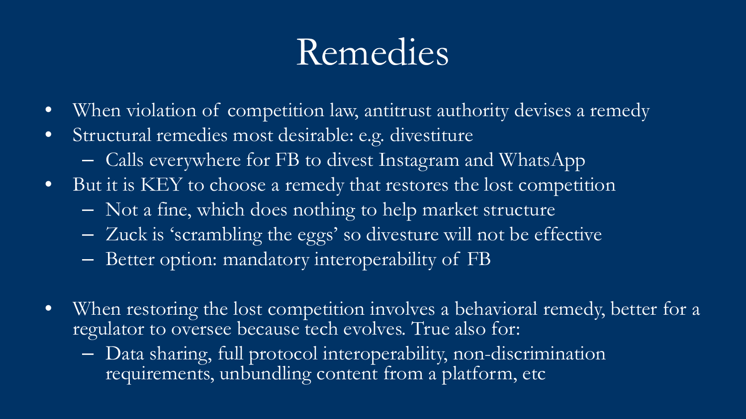# Remedies

- When violation of competition law, antitrust authority devises a remedy
- Structural remedies most desirable: e.g. divestiture
  - Calls everywhere for FB to divest Instagram and WhatsApp
- But it is KEY to choose a remedy that restores the lost competition
  - Not a fine, which does nothing to help market structure
  - Zuck is 'scrambling the eggs' so divesture will not be effective
  - Better option: mandatory interoperability of FB

- When restoring the lost competition involves a behavioral remedy, better for a regulator to oversee because tech evolves. True also for:
  - Data sharing, full protocol interoperability, non-discrimination requirements, unbundling content from a platform, etc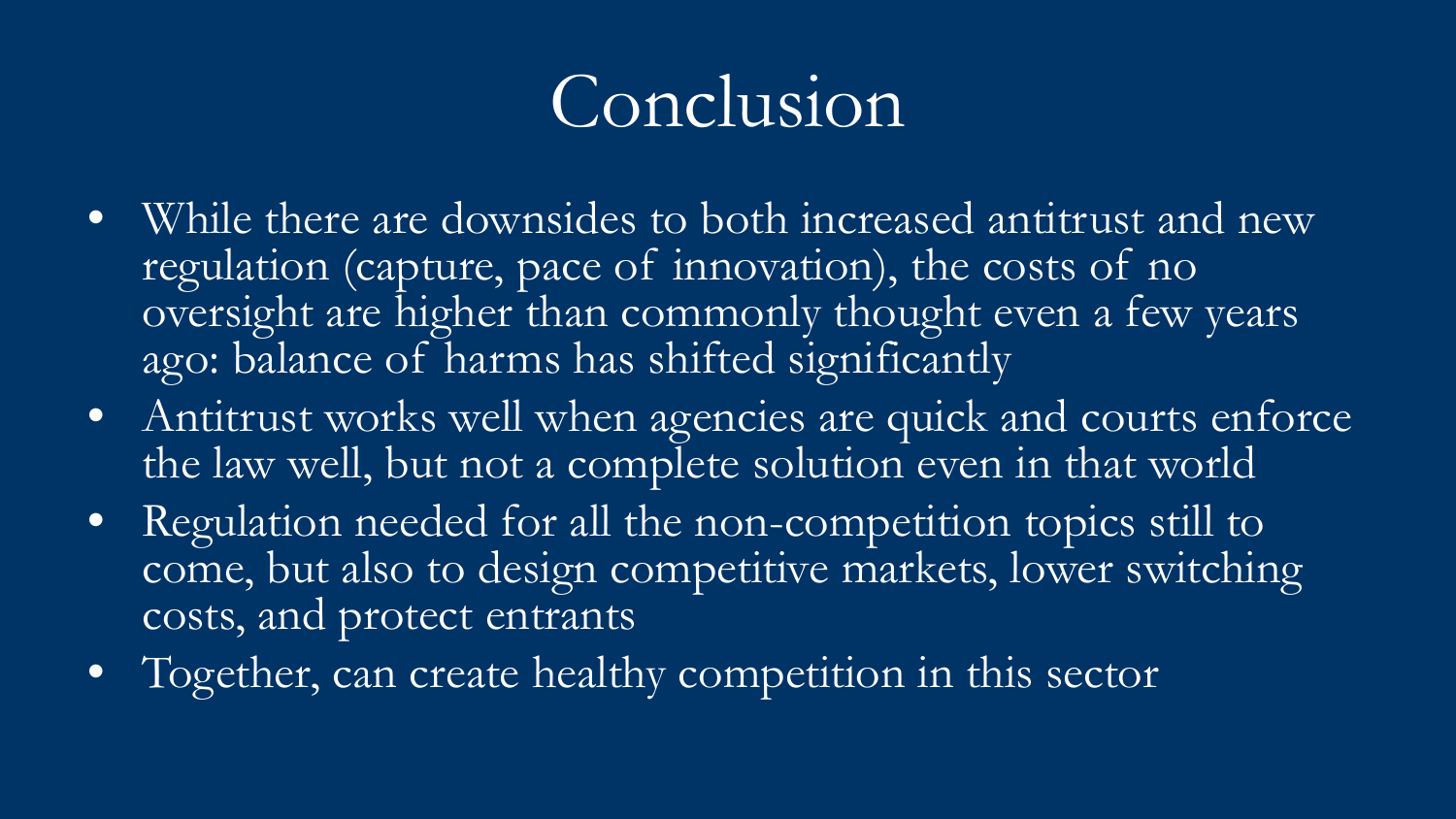# Conclusion

- While there are downsides to both increased antitrust and new regulation (capture, pace of innovation), the costs of no oversight are higher than commonly thought even a few years ago: balance of harms has shifted significantly
- Antitrust works well when agencies are quick and courts enforce the law well, but not a complete solution even in that world
- Regulation needed for all the non-competition topics still to come, but also to design competitive markets, lower switching costs, and protect entrants
- Together, can create healthy competition in this sector